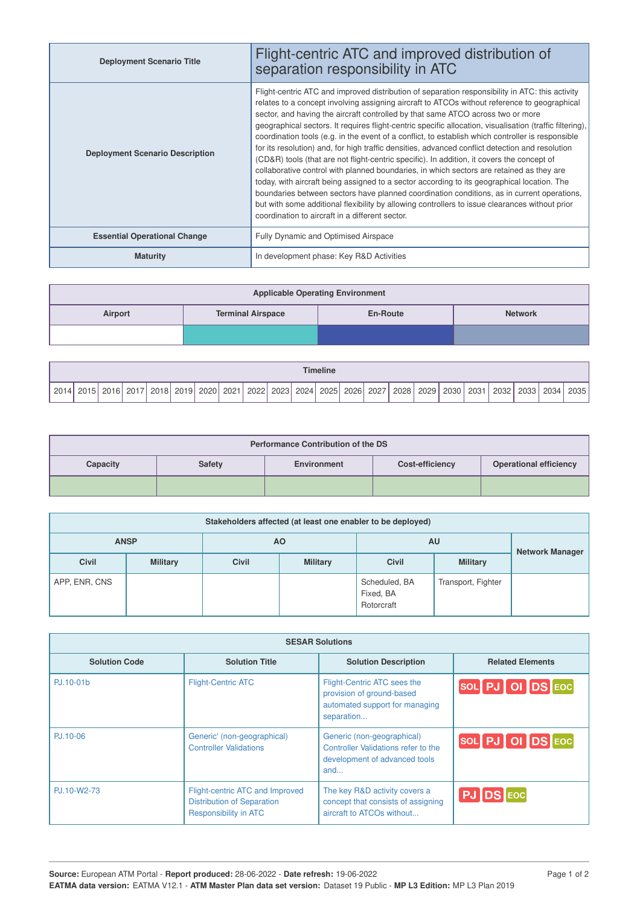| Deployment Scenario Title | Flight-centric ATC and improved distribution of separation responsibility in ATC |
|---|---|
| Deployment Scenario Description | Flight-centric ATC and improved distribution of separation responsibility in ATC: this activity relates to a concept involving assigning aircraft to ATCOs without reference to geographical sector, and having the aircraft controlled by that same ATCO across two or more geographical sectors. It requires flight-centric specific allocation, visualisation (traffic filtering), coordination tools (e.g. in the event of a conflict, to establish which controller is responsible for its resolution) and, for high traffic densities, advanced conflict detection and resolution (CD&R) tools (that are not flight-centric specific). In addition, it covers the concept of collaborative control with planned boundaries, in which sectors are retained as they are today, with aircraft being assigned to a sector according to its geographical location. The boundaries between sectors have planned coordination conditions, as in current operations, but with some additional flexibility by allowing controllers to issue clearances without prior coordination to aircraft in a different sector. |
| Essential Operational Change | Fully Dynamic and Optimised Airspace |
| Maturity | In development phase: Key R&D Activities |

| Applicable Operating Environment | | | |
|---|---|---|---|
| Airport | Terminal Airspace | En-Route | Network |
| | | | |

| Timeline | | | | | | | | | | | | | | | | | | | | | |
|---|---|---|---|---|---|---|---|---|---|---|---|---|---|---|---|---|---|---|---|---|---|
| 2014 | 2015 | 2016 | 2017 | 2018 | 2019 | 2020 | 2021 | 2022 | 2023 | 2024 | 2025 | 2026 | 2027 | 2028 | 2029 | 2030 | 2031 | 2032 | 2033 | 2034 | 2035 |

| Performance Contribution of the DS | | | | |
|---|---|---|---|---|
| Capacity | Safety | Environment | Cost-efficiency | Operational efficiency |
| | | | | |

| Stakeholders affected (at least one enabler to be deployed) | | | | | | |
|---|---|---|---|---|---|---|
| ANSP | | AO | | AU | | Network Manager |
| Civil | Military | Civil | Military | Civil | Military | |
| APP, ENR, CNS | | | | Scheduled, BA<br>Fixed, BA<br>Rotorcraft | Transport, Fighter | |

| SESAR Solutions | | | |
|---|---|---|---|
| Solution Code | Solution Title | Solution Description | Related Elements |
| PJ.10-01b | Flight-Centric ATC | Flight-Centric ATC sees the provision of ground-based automated support for managing separation... | SOL PJ OI DS EOC |
| PJ.10-06 | Generic' (non-geographical) Controller Validations | Generic (non-geographical) Controller Validations refer to the development of advanced tools and... | SOL PJ OI DS EOC |
| PJ.10-W2-73 | Flight-centric ATC and Improved Distribution of Separation Responsibility in ATC | The key R&D activity covers a concept that consists of assigning aircraft to ATCOs without... | PJ DS EOC |

**Source:** European ATM Portal - **Report produced:** 28-06-2022 - **Date refresh:** 19-06-2022
**EATMA data version:** EATMA V12.1 - **ATM Master Plan data set version:** Dataset 19 Public - **MP L3 Edition:** MP L3 Plan 2019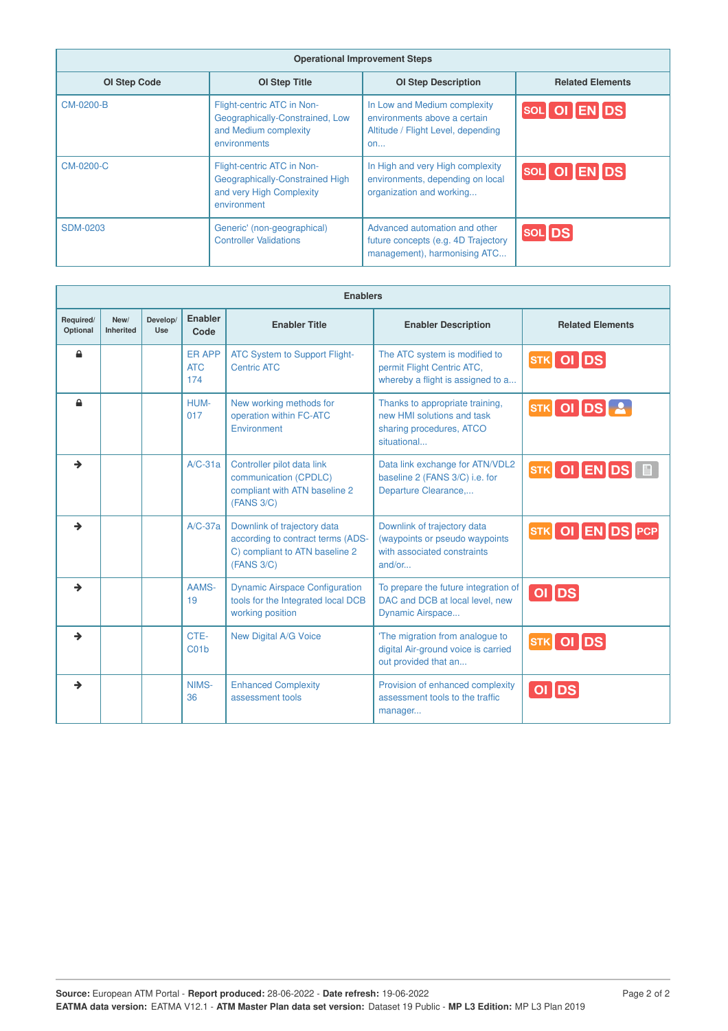| Operational Improvement Steps | | | |
|---|---|---|---|
| **OI Step Code** | **OI Step Title** | **OI Step Description** | **Related Elements** |
| CM-0200-B | Flight-centric ATC in Non-Geographically-Constrained, Low and Medium complexity environments | In Low and Medium complexity environments above a certain Altitude / Flight Level, depending on... | SOL OI EN DS |
| CM-0200-C | Flight-centric ATC in Non-Geographically-Constrained High and very High Complexity environment | In High and very High complexity environments, depending on local organization and working... | SOL OI EN DS |
| SDM-0203 | Generic' (non-geographical) Controller Validations | Advanced automation and other future concepts (e.g. 4D Trajectory management), harmonising ATC... | SOL DS |

| Enablers | | | | | | |
|---|---|---|---|---|---|---|
| **Required/ Optional** | **New/ Inherited** | **Develop/ Use** | **Enabler Code** | **Enabler Title** | **Enabler Description** | **Related Elements** |
| 🔒 | | | ER APP ATC 174 | ATC System to Support Flight-Centric ATC | The ATC system is modified to permit Flight Centric ATC, whereby a flight is assigned to a... | STK OI DS |
| 🔒 | | | HUM-017 | New working methods for operation within FC-ATC Environment | Thanks to appropriate training, new HMI solutions and task sharing procedures, ATCO situational... | STK OI DS |
| → | | | A/C-31a | Controller pilot data link communication (CPDLC) compliant with ATN baseline 2 (FANS 3/C) | Data link exchange for ATN/VDL2 baseline 2 (FANS 3/C) i.e. for Departure Clearance,... | STK OI EN DS |
| → | | | A/C-37a | Downlink of trajectory data according to contract terms (ADS-C) compliant to ATN baseline 2 (FANS 3/C) | Downlink of trajectory data (waypoints or pseudo waypoints with associated constraints and/or... | STK OI EN DS PCP |
| → | | | AAMS-19 | Dynamic Airspace Configuration tools for the Integrated local DCB working position | To prepare the future integration of DAC and DCB at local level, new Dynamic Airspace... | OI DS |
| → | | | CTE-C01b | New Digital A/G Voice | 'The migration from analogue to digital Air-ground voice is carried out provided that an... | STK OI DS |
| → | | | NIMS-36 | Enhanced Complexity assessment tools | Provision of enhanced complexity assessment tools to the traffic manager... | OI DS |

**Source:** European ATM Portal - **Report produced:** 28-06-2022 - **Date refresh:** 19-06-2022
**EATMA data version:** EATMA V12.1 - **ATM Master Plan data set version:** Dataset 19 Public - **MP L3 Edition:** MP L3 Plan 2019